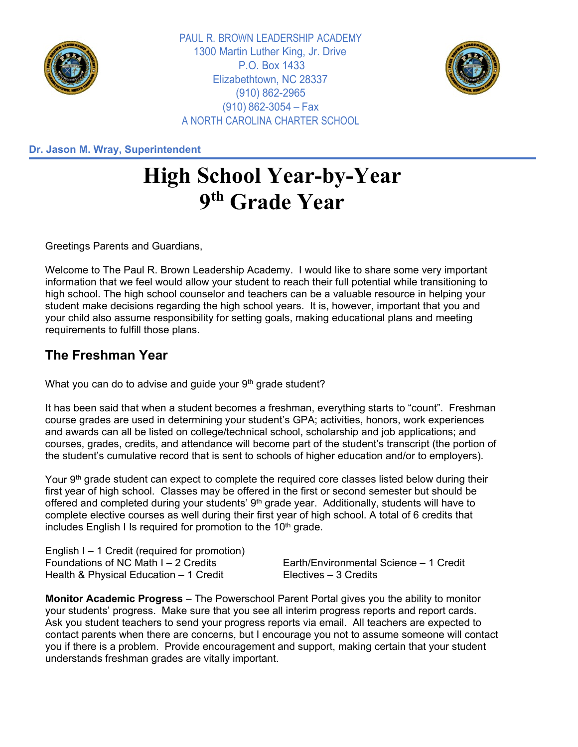PAUL R. BROWN LEADERSHIP ACADEMY
1300 Martin Luther King, Jr. Drive
P.O. Box 1433
Elizabethtown, NC 28337
(910) 862-2965
(910) 862-3054 – Fax
A NORTH CAROLINA CHARTER SCHOOL

**Dr. Jason M. Wray, Superintendent**

# High School Year-by-Year 9th Grade Year

Greetings Parents and Guardians,

Welcome to The Paul R. Brown Leadership Academy. I would like to share some very important information that we feel would allow your student to reach their full potential while transitioning to high school. The high school counselor and teachers can be a valuable resource in helping your student make decisions regarding the high school years. It is, however, important that you and your child also assume responsibility for setting goals, making educational plans and meeting requirements to fulfill those plans.

## The Freshman Year

What you can do to advise and guide your 9th grade student?

It has been said that when a student becomes a freshman, everything starts to "count". Freshman course grades are used in determining your student's GPA; activities, honors, work experiences and awards can all be listed on college/technical school, scholarship and job applications; and courses, grades, credits, and attendance will become part of the student's transcript (the portion of the student's cumulative record that is sent to schools of higher education and/or to employers).

Your 9th grade student can expect to complete the required core classes listed below during their first year of high school. Classes may be offered in the first or second semester but should be offered and completed during your students' 9th grade year. Additionally, students will have to complete elective courses as well during their first year of high school. A total of 6 credits that includes English I Is required for promotion to the 10th grade.

English I – 1 Credit (required for promotion)
Foundations of NC Math I – 2 Credits
Health & Physical Education – 1 Credit
Earth/Environmental Science – 1 Credit
Electives – 3 Credits

**Monitor Academic Progress** – The Powerschool Parent Portal gives you the ability to monitor your students' progress. Make sure that you see all interim progress reports and report cards. Ask you student teachers to send your progress reports via email. All teachers are expected to contact parents when there are concerns, but I encourage you not to assume someone will contact you if there is a problem. Provide encouragement and support, making certain that your student understands freshman grades are vitally important.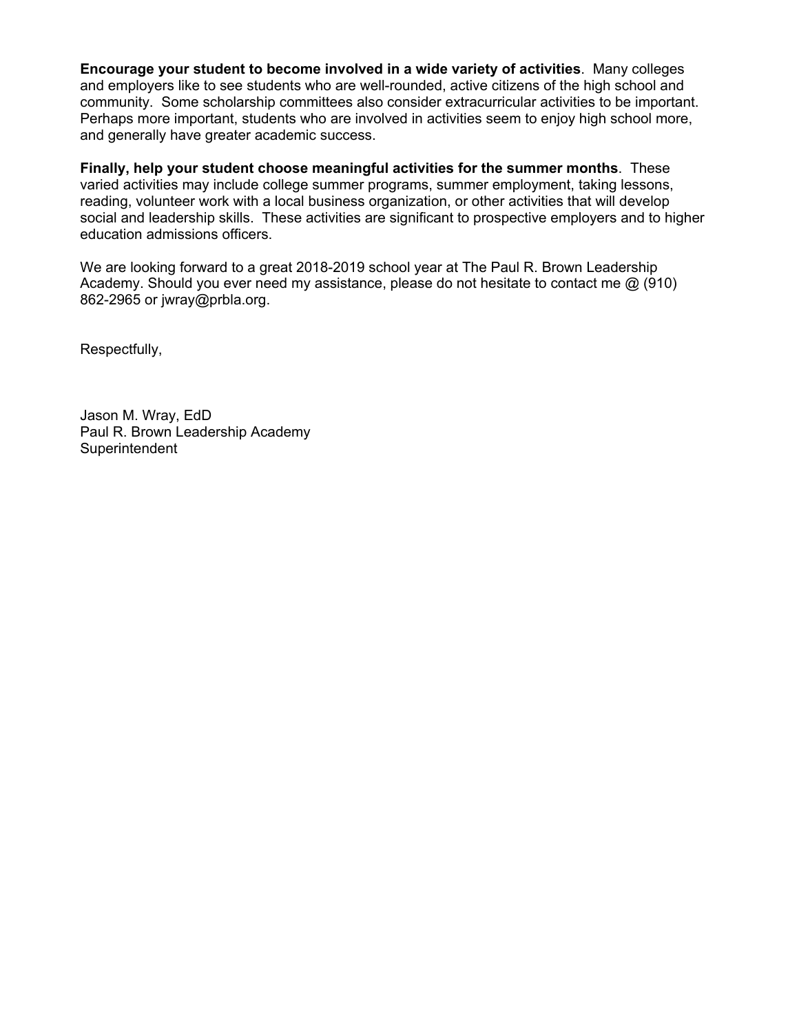**Encourage your student to become involved in a wide variety of activities**. Many colleges and employers like to see students who are well-rounded, active citizens of the high school and community. Some scholarship committees also consider extracurricular activities to be important. Perhaps more important, students who are involved in activities seem to enjoy high school more, and generally have greater academic success.

**Finally, help your student choose meaningful activities for the summer months**. These varied activities may include college summer programs, summer employment, taking lessons, reading, volunteer work with a local business organization, or other activities that will develop social and leadership skills. These activities are significant to prospective employers and to higher education admissions officers.

We are looking forward to a great 2018-2019 school year at The Paul R. Brown Leadership Academy. Should you ever need my assistance, please do not hesitate to contact me @ (910) 862-2965 or jwray@prbla.org.

Respectfully,

Jason M. Wray, EdD
Paul R. Brown Leadership Academy
Superintendent